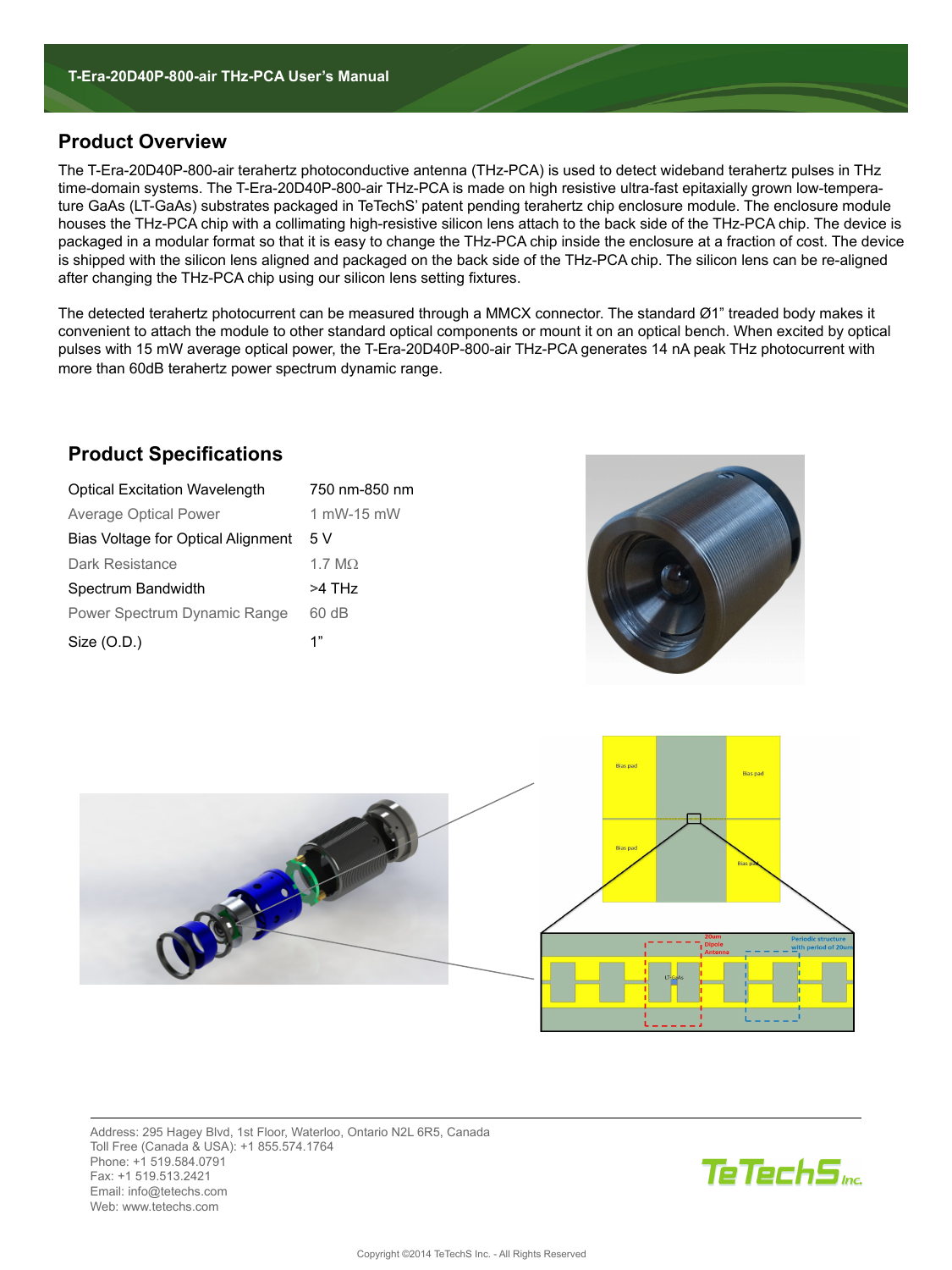## Product Overview

The T-Era-20D40P-800-air terahertz photoconductive antenna (THz-PCA) is used to detect wideband terahertz pulses in THz time-domain systems. The T-Era-20D40P-800-air THz-PCA is made on high resistive ultra-fast epitaxially grown low-temperature GaAs (LT-GaAs) substrates packaged in TeTechS' patent pending terahertz chip enclosure module. The enclosure module houses the THz-PCA chip with a collimating high-resistive silicon lens attach to the back side of the THz-PCA chip. The device is packaged in a modular format so that it is easy to change the THz-PCA chip inside the enclosure at a fraction of cost. The device is shipped with the silicon lens aligned and packaged on the back side of the THz-PCA chip. The silicon lens can be re-aligned after changing the THz-PCA chip using our silicon lens setting fixtures.

The detected terahertz photocurrent can be measured through a MMCX connector. The standard Ø1" treaded body makes it convenient to attach the module to other standard optical components or mount it on an optical bench. When excited by optical pulses with 15 mW average optical power, the T-Era-20D40P-800-air THz-PCA generates 14 nA peak THz photocurrent with more than 60dB terahertz power spectrum dynamic range.

## Product Specifications

| Parameter | Value |
| --- | --- |
| Optical Excitation Wavelength | 750 nm-850 nm |
| Average Optical Power | 1 mW-15 mW |
| Bias Voltage for Optical Alignment | 5 V |
| Dark Resistance | 1.7 MΩ |
| Spectrum Bandwidth | >4 THz |
| Power Spectrum Dynamic Range | 60 dB |
| Size (O.D.) | 1" |

Address: 295 Hagey Blvd, 1st Floor, Waterloo, Ontario N2L 6R5, Canada
Toll Free (Canada & USA): +1 855.574.1764
Phone: +1 519.584.0791
Fax: +1 519.513.2421
Email: info@tetechs.com
Web: www.tetechs.com

Copyright ©2014 TeTechS Inc. - All Rights Reserved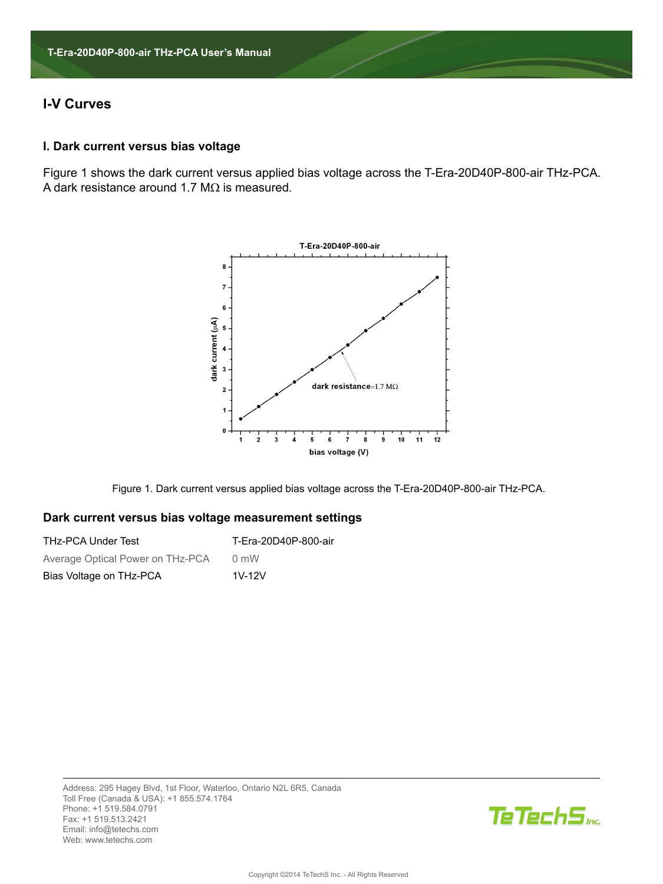# I-V Curves

## I. Dark current versus bias voltage

Figure 1 shows the dark current versus applied bias voltage across the T-Era-20D40P-800-air THz-PCA. A dark resistance around 1.7 MΩ is measured.

Figure 1. Dark current versus applied bias voltage across the T-Era-20D40P-800-air THz-PCA.

## Dark current versus bias voltage measurement settings

| | |
|---|---|
| THz-PCA Under Test | T-Era-20D40P-800-air |
| Average Optical Power on THz-PCA | 0 mW |
| Bias Voltage on THz-PCA | 1V-12V |

Address: 295 Hagey Blvd, 1st Floor, Waterloo, Ontario N2L 6R5, Canada
Toll Free (Canada & USA): +1 855.574.1764
Phone: +1 519.584.0791
Fax: +1 519.513.2421
Email: info@tetechs.com
Web: www.tetechs.com

TeTechS Inc.

Copyright ©2014 TeTechS Inc. - All Rights Reserved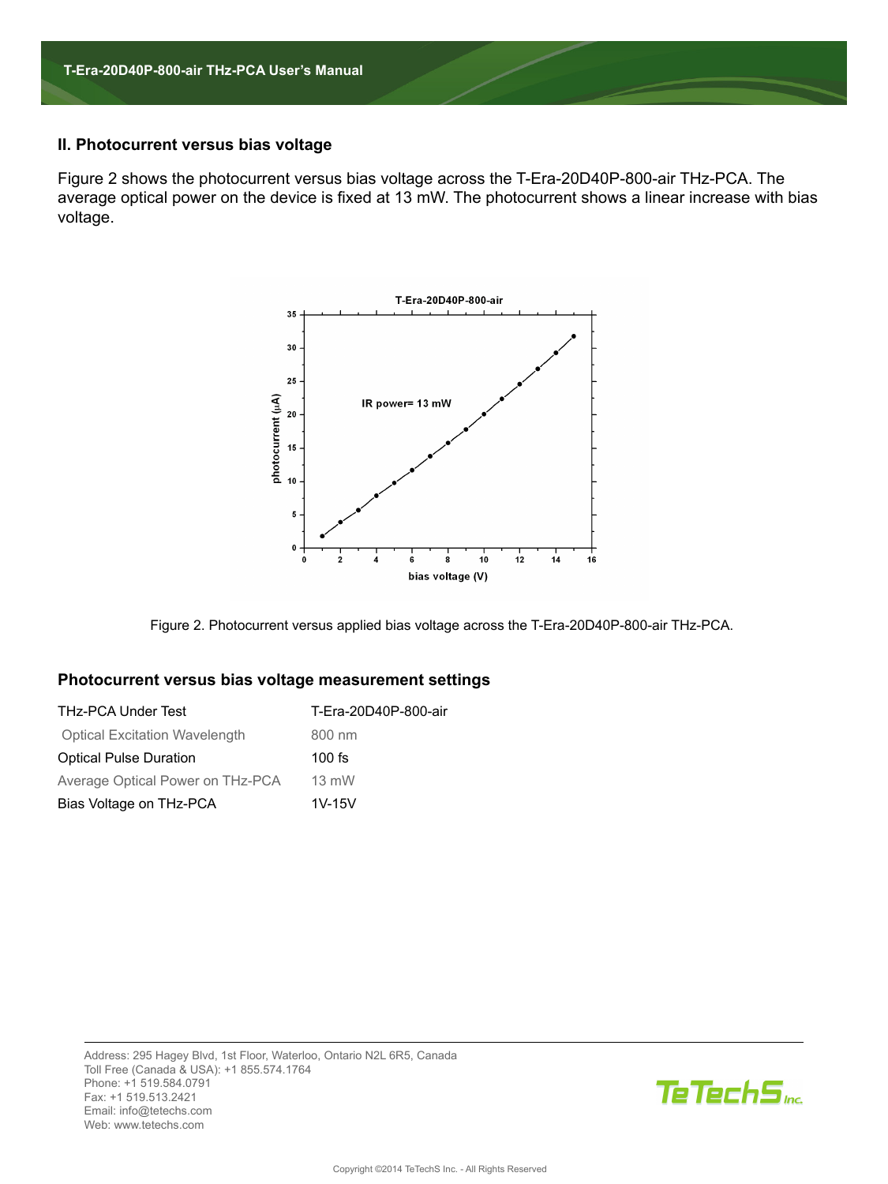## II. Photocurrent versus bias voltage

Figure 2 shows the photocurrent versus bias voltage across the T-Era-20D40P-800-air THz-PCA. The average optical power on the device is fixed at 13 mW. The photocurrent shows a linear increase with bias voltage.

Figure 2. Photocurrent versus applied bias voltage across the T-Era-20D40P-800-air THz-PCA.

## Photocurrent versus bias voltage measurement settings

| | |
|---|---|
| THz-PCA Under Test | T-Era-20D40P-800-air |
| Optical Excitation Wavelength | 800 nm |
| Optical Pulse Duration | 100 fs |
| Average Optical Power on THz-PCA | 13 mW |
| Bias Voltage on THz-PCA | 1V-15V |

Address: 295 Hagey Blvd, 1st Floor, Waterloo, Ontario N2L 6R5, Canada
Toll Free (Canada & USA): +1 855.574.1764
Phone: +1 519.584.0791
Fax: +1 519.513.2421
Email: info@tetechs.com
Web: www.tetechs.com

Copyright ©2014 TeTechS Inc. - All Rights Reserved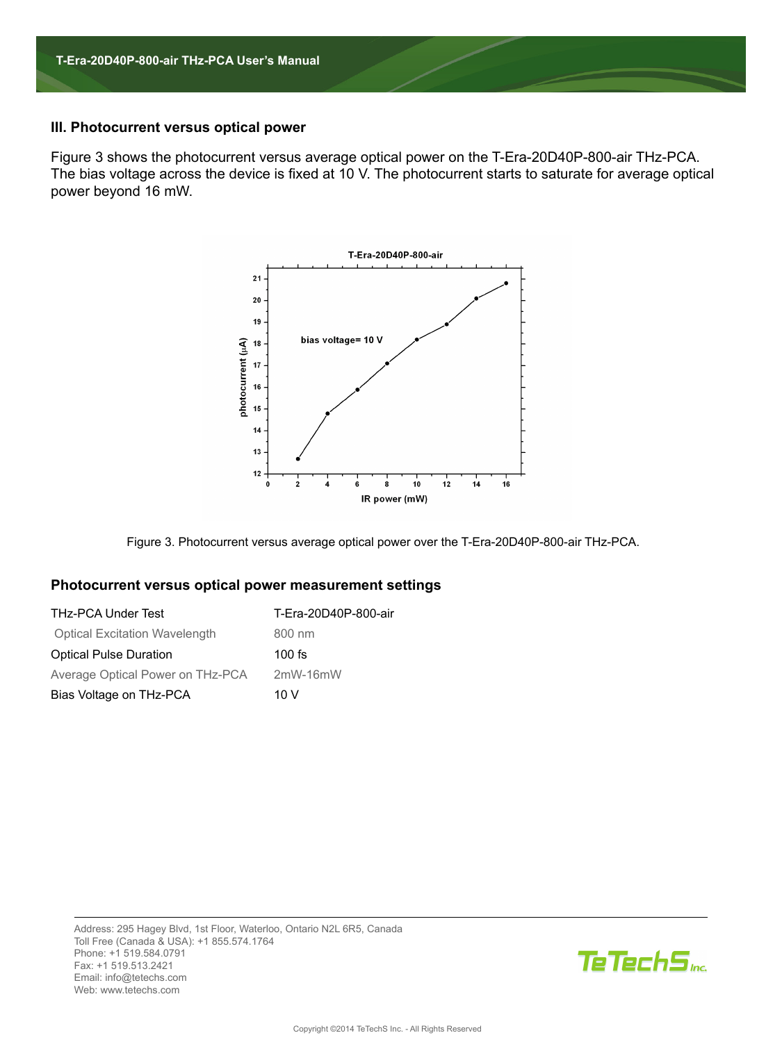### III. Photocurrent versus optical power

Figure 3 shows the photocurrent versus average optical power on the T-Era-20D40P-800-air THz-PCA. The bias voltage across the device is fixed at 10 V. The photocurrent starts to saturate for average optical power beyond 16 mW.

Figure 3. Photocurrent versus average optical power over the T-Era-20D40P-800-air THz-PCA.

### Photocurrent versus optical power measurement settings

| | |
|---|---|
| THz-PCA Under Test | T-Era-20D40P-800-air |
| Optical Excitation Wavelength | 800 nm |
| Optical Pulse Duration | 100 fs |
| Average Optical Power on THz-PCA | 2mW-16mW |
| Bias Voltage on THz-PCA | 10 V |

Address: 295 Hagey Blvd, 1st Floor, Waterloo, Ontario N2L 6R5, Canada
Toll Free (Canada & USA): +1 855.574.1764
Phone: +1 519.584.0791
Fax: +1 519.513.2421
Email: info@tetechs.com
Web: www.tetechs.com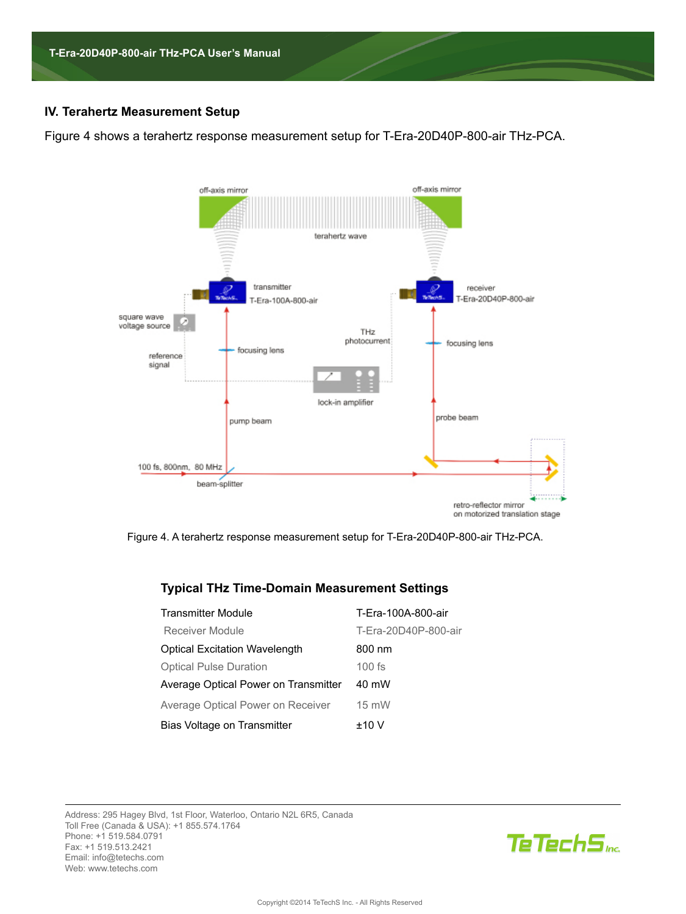## IV. Terahertz Measurement Setup

Figure 4 shows a terahertz response measurement setup for T-Era-20D40P-800-air THz-PCA.

Figure 4. A terahertz response measurement setup for T-Era-20D40P-800-air THz-PCA.

### Typical THz Time-Domain Measurement Settings

| | |
|---|---|
| Transmitter Module | T-Era-100A-800-air |
| Receiver Module | T-Era-20D40P-800-air |
| Optical Excitation Wavelength | 800 nm |
| Optical Pulse Duration | 100 fs |
| Average Optical Power on Transmitter | 40 mW |
| Average Optical Power on Receiver | 15 mW |
| Bias Voltage on Transmitter | ±10 V |

Address: 295 Hagey Blvd, 1st Floor, Waterloo, Ontario N2L 6R5, Canada
Toll Free (Canada & USA): +1 855.574.1764
Phone: +1 519.584.0791
Fax: +1 519.513.2421
Email: info@tetechs.com
Web: www.tetechs.com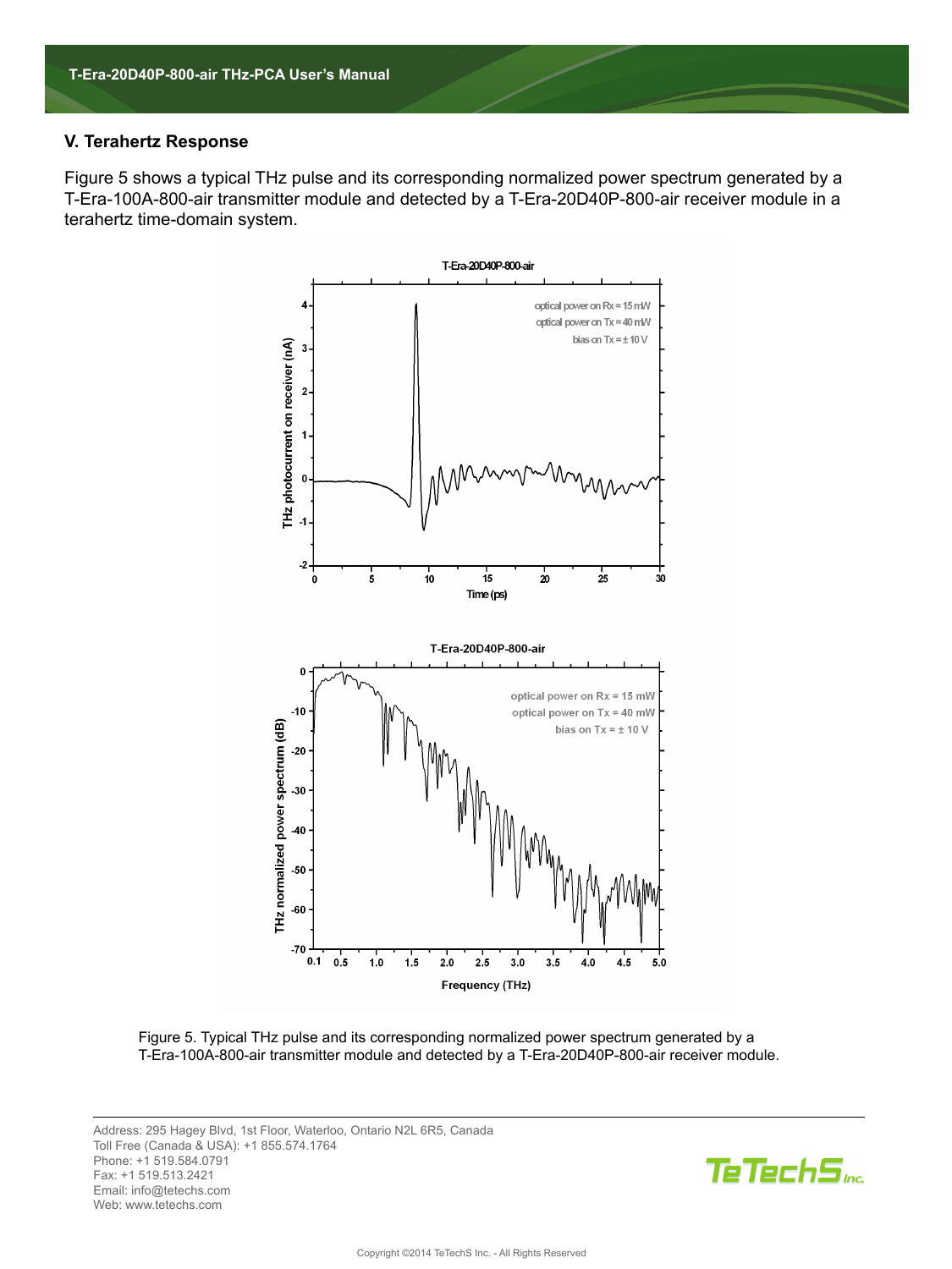## V. Terahertz Response

Figure 5 shows a typical THz pulse and its corresponding normalized power spectrum generated by a T-Era-100A-800-air transmitter module and detected by a T-Era-20D40P-800-air receiver module in a terahertz time-domain system.

Figure 5. Typical THz pulse and its corresponding normalized power spectrum generated by a T-Era-100A-800-air transmitter module and detected by a T-Era-20D40P-800-air receiver module.

Address: 295 Hagey Blvd, 1st Floor, Waterloo, Ontario N2L 6R5, Canada
Toll Free (Canada & USA): +1 855.574.1764
Phone: +1 519.584.0791
Fax: +1 519.513.2421
Email: info@tetechs.com
Web: www.tetechs.com

Copyright ©2014 TeTechS Inc. - All Rights Reserved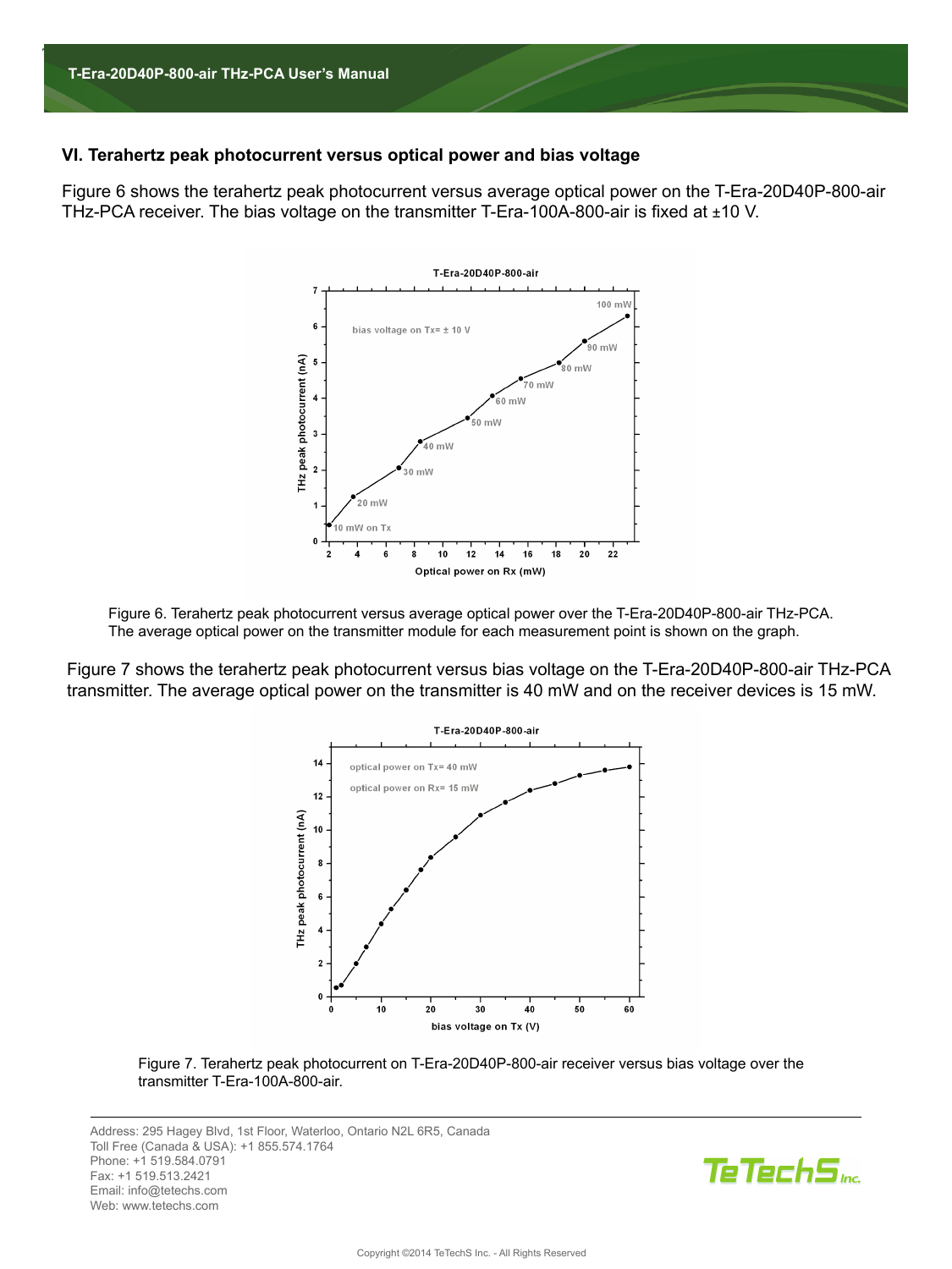## VI. Terahertz peak photocurrent versus optical power and bias voltage

Figure 6 shows the terahertz peak photocurrent versus average optical power on the T-Era-20D40P-800-air THz-PCA receiver. The bias voltage on the transmitter T-Era-100A-800-air is fixed at ±10 V.

T-Era-20D40P-800-air

bias voltage on Tx= ± 10 V

10 mW on Tx
20 mW
30 mW
40 mW
50 mW
60 mW
70 mW
80 mW
90 mW
100 mW

THz peak photocurrent (nA)

0
1
2
3
4
5
6
7

Optical power on Rx (mW)

2
4
6
8
10
12
14
16
18
20
22

Figure 6. Terahertz peak photocurrent versus average optical power over the T-Era-20D40P-800-air THz-PCA. The average optical power on the transmitter module for each measurement point is shown on the graph.

Figure 7 shows the terahertz peak photocurrent versus bias voltage on the T-Era-20D40P-800-air THz-PCA transmitter. The average optical power on the transmitter is 40 mW and on the receiver devices is 15 mW.

T-Era-20D40P-800-air

optical power on Tx= 40 mW

optical power on Rx= 15 mW

THz peak photocurrent (nA)

0
2
4
6
8
10
12
14

bias voltage on Tx (V)

0
10
20
30
40
50
60

Figure 7. Terahertz peak photocurrent on T-Era-20D40P-800-air receiver versus bias voltage over the transmitter T-Era-100A-800-air.

Address: 295 Hagey Blvd, 1st Floor, Waterloo, Ontario N2L 6R5, Canada
Toll Free (Canada & USA): +1 855.574.1764
Phone: +1 519.584.0791
Fax: +1 519.513.2421
Email: info@tetechs.com
Web: www.tetechs.com

TeTechS Inc.

Copyright ©2014 TeTechS Inc. - All Rights Reserved